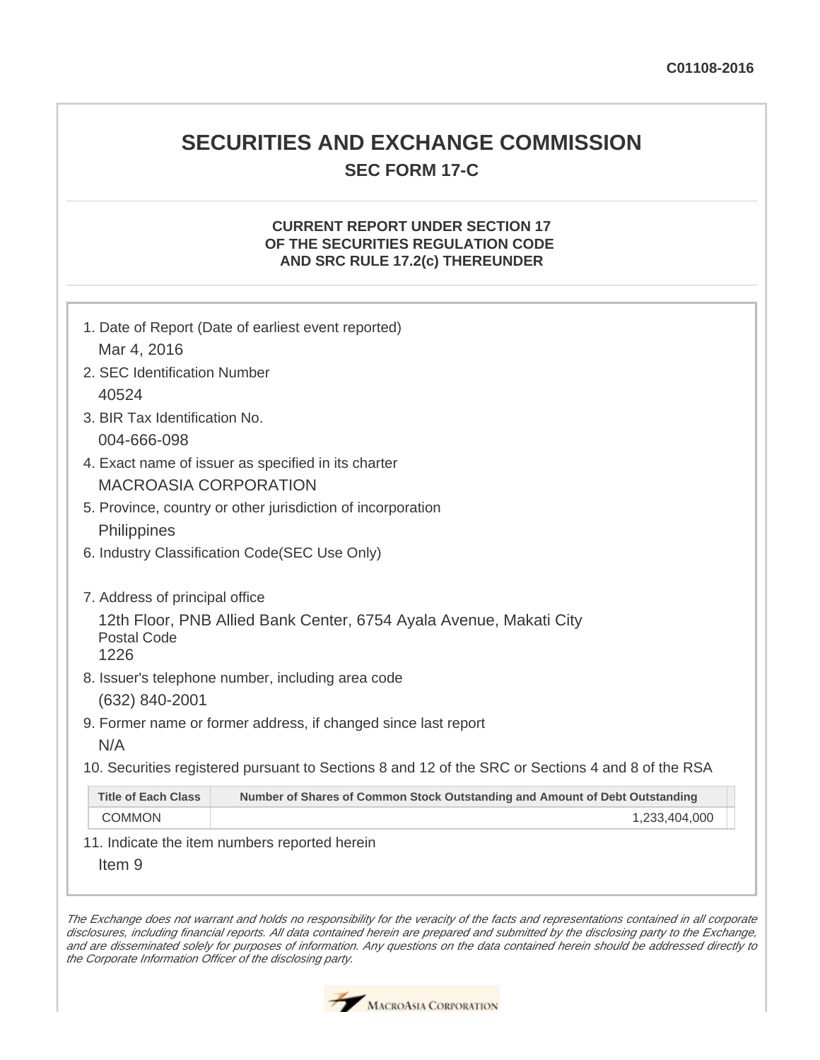C01108-2016

# SECURITIES AND EXCHANGE COMMISSION

## SEC FORM 17-C

### CURRENT REPORT UNDER SECTION 17 OF THE SECURITIES REGULATION CODE AND SRC RULE 17.2(c) THEREUNDER

1. Date of Report (Date of earliest event reported)

   Mar 4, 2016

2. SEC Identification Number

   40524

3. BIR Tax Identification No.

   004-666-098

4. Exact name of issuer as specified in its charter

   MACROASIA CORPORATION

5. Province, country or other jurisdiction of incorporation

   Philippines

6. Industry Classification Code(SEC Use Only)

7. Address of principal office

   12th Floor, PNB Allied Bank Center, 6754 Ayala Avenue, Makati City

   Postal Code

   1226

8. Issuer's telephone number, including area code

   (632) 840-2001

9. Former name or former address, if changed since last report

   N/A

10. Securities registered pursuant to Sections 8 and 12 of the SRC or Sections 4 and 8 of the RSA

| Title of Each Class | Number of Shares of Common Stock Outstanding and Amount of Debt Outstanding |
| --- | --- |
| COMMON | 1,233,404,000 |

11. Indicate the item numbers reported herein

    Item 9

*The Exchange does not warrant and holds no responsibility for the veracity of the facts and representations contained in all corporate disclosures, including financial reports. All data contained herein are prepared and submitted by the disclosing party to the Exchange, and are disseminated solely for purposes of information. Any questions on the data contained herein should be addressed directly to the Corporate Information Officer of the disclosing party.*

MacroAsia Corporation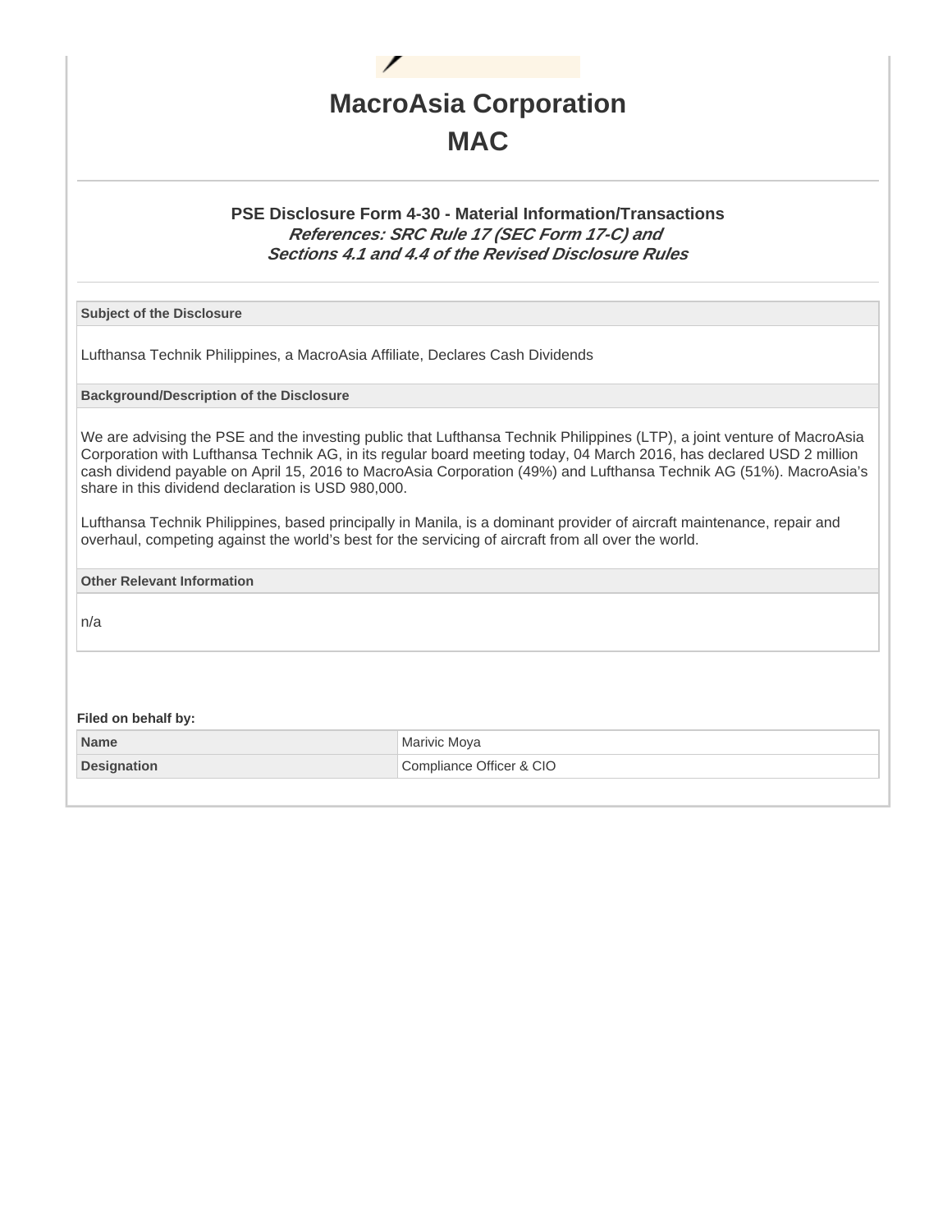# MacroAsia Corporation

# MAC

## PSE Disclosure Form 4-30 - Material Information/Transactions

***References: SRC Rule 17 (SEC Form 17-C) and Sections 4.1 and 4.4 of the Revised Disclosure Rules***

**Subject of the Disclosure**

Lufthansa Technik Philippines, a MacroAsia Affiliate, Declares Cash Dividends

**Background/Description of the Disclosure**

We are advising the PSE and the investing public that Lufthansa Technik Philippines (LTP), a joint venture of MacroAsia Corporation with Lufthansa Technik AG, in its regular board meeting today, 04 March 2016, has declared USD 2 million cash dividend payable on April 15, 2016 to MacroAsia Corporation (49%) and Lufthansa Technik AG (51%). MacroAsia's share in this dividend declaration is USD 980,000.

Lufthansa Technik Philippines, based principally in Manila, is a dominant provider of aircraft maintenance, repair and overhaul, competing against the world's best for the servicing of aircraft from all over the world.

**Other Relevant Information**

n/a

**Filed on behalf by:**

| | |
|---|---|
| **Name** | Marivic Moya |
| **Designation** | Compliance Officer & CIO |